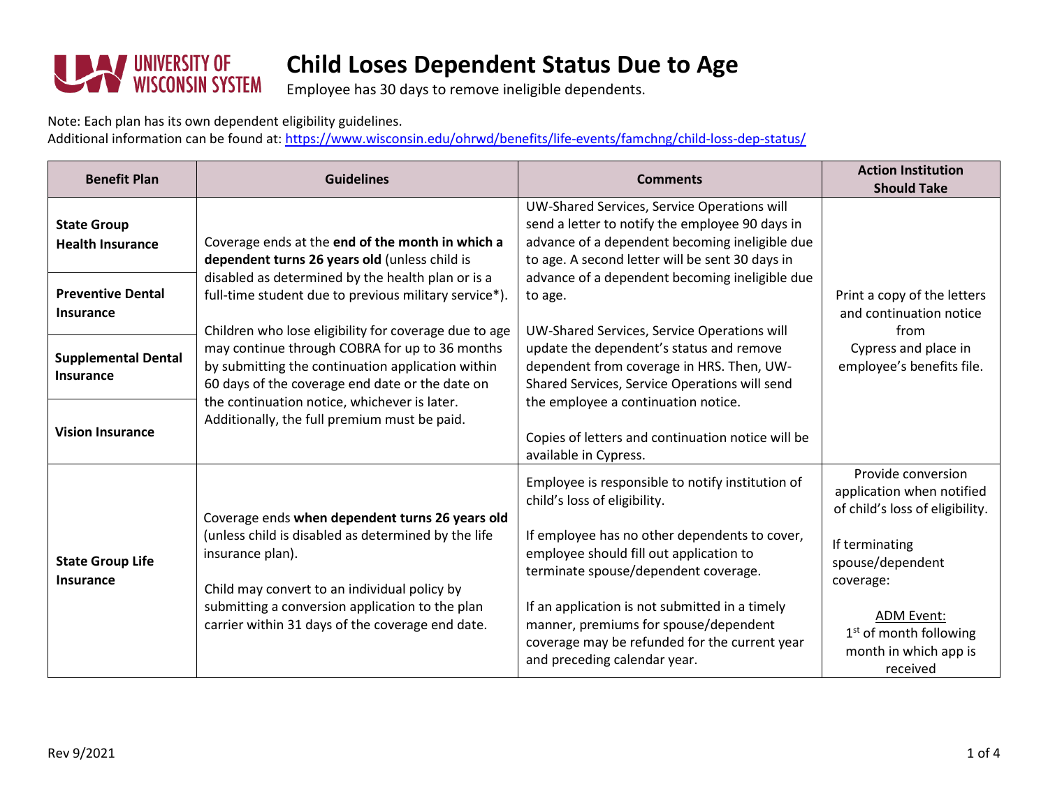# Child Loses Dependent Status Due to Age

Employee has 30 days to remove ineligible dependents.

Note: Each plan has its own dependent eligibility guidelines.
Additional information can be found at: https://www.wisconsin.edu/ohrwd/benefits/life-events/famchng/child-loss-dep-status/

| Benefit Plan | Guidelines | Comments | Action Institution Should Take |
|---|---|---|---|
| **State Group Health Insurance**<br><br>**Preventive Dental Insurance**<br><br>**Supplemental Dental Insurance**<br><br>**Vision Insurance** | Coverage ends at the **end of the month in which a dependent turns 26 years old** (unless child is disabled as determined by the health plan or is a full-time student due to previous military service*).<br><br>Children who lose eligibility for coverage due to age may continue through COBRA for up to 36 months by submitting the continuation application within 60 days of the coverage end date or the date on the continuation notice, whichever is later. Additionally, the full premium must be paid. | UW-Shared Services, Service Operations will send a letter to notify the employee 90 days in advance of a dependent becoming ineligible due to age. A second letter will be sent 30 days in advance of a dependent becoming ineligible due to age.<br><br>UW-Shared Services, Service Operations will update the dependent's status and remove dependent from coverage in HRS. Then, UW-Shared Services, Service Operations will send the employee a continuation notice.<br><br>Copies of letters and continuation notice will be available in Cypress. | Print a copy of the letters and continuation notice from Cypress and place in employee's benefits file. |
| **State Group Life Insurance** | Coverage ends **when dependent turns 26 years old** (unless child is disabled as determined by the life insurance plan).<br><br>Child may convert to an individual policy by submitting a conversion application to the plan carrier within 31 days of the coverage end date. | Employee is responsible to notify institution of child's loss of eligibility.<br><br>If employee has no other dependents to cover, employee should fill out application to terminate spouse/dependent coverage.<br><br>If an application is not submitted in a timely manner, premiums for spouse/dependent coverage may be refunded for the current year and preceding calendar year. | Provide conversion application when notified of child's loss of eligibility.<br><br>If terminating spouse/dependent coverage:<br><br>ADM Event:<br>1st of month following month in which app is received |

Rev 9/2021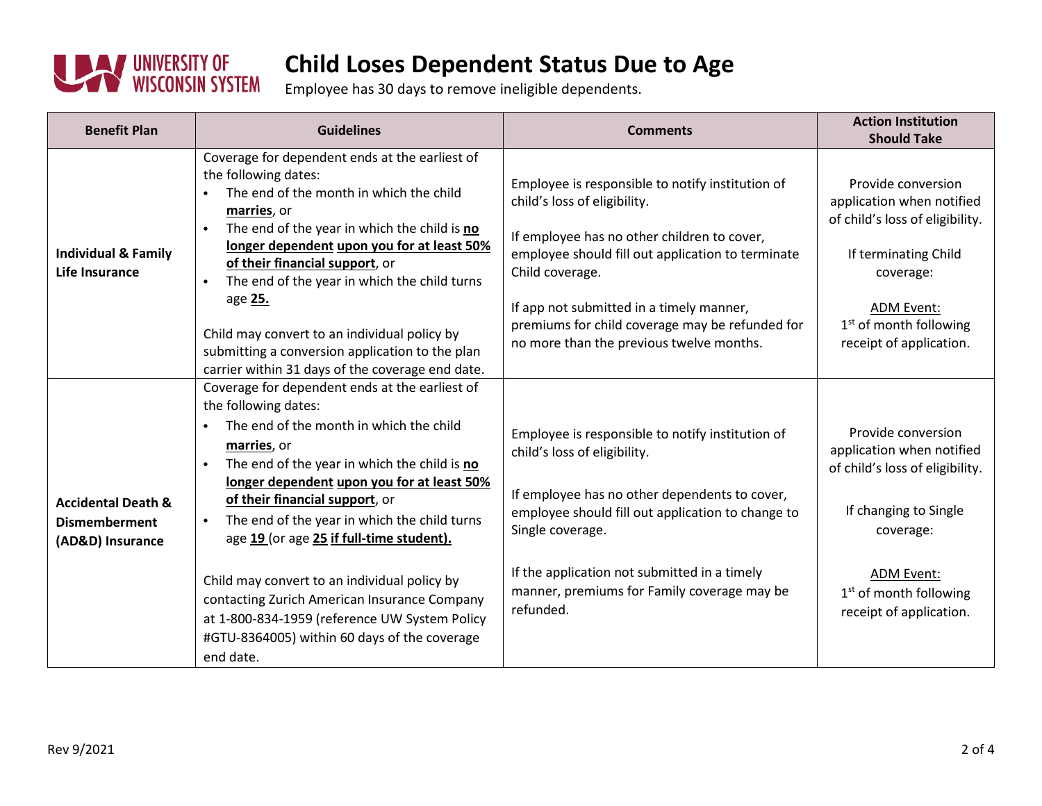# Child Loses Dependent Status Due to Age

Employee has 30 days to remove ineligible dependents.

| Benefit Plan | Guidelines | Comments | Action Institution Should Take |
|---|---|---|---|
| **Individual & Family Life Insurance** | Coverage for dependent ends at the earliest of the following dates: <br>• The end of the month in which the child **marries**, or <br>• The end of the year in which the child is **no longer dependent upon you for at least 50% of their financial support**, or <br>• The end of the year in which the child turns age **25.** <br><br>Child may convert to an individual policy by submitting a conversion application to the plan carrier within 31 days of the coverage end date. | Employee is responsible to notify institution of child's loss of eligibility. <br><br>If employee has no other children to cover, employee should fill out application to terminate Child coverage. <br><br>If app not submitted in a timely manner, premiums for child coverage may be refunded for no more than the previous twelve months. | Provide conversion application when notified of child's loss of eligibility. <br><br>If terminating Child coverage: <br><br>ADM Event: <br>1st of month following receipt of application. |
| **Accidental Death & Dismemberment (AD&D) Insurance** | Coverage for dependent ends at the earliest of the following dates: <br>• The end of the month in which the child **marries**, or <br>• The end of the year in which the child is **no longer dependent upon you for at least 50% of their financial support**, or <br>• The end of the year in which the child turns age **19** (or age **25 if full-time student).** <br><br>Child may convert to an individual policy by contacting Zurich American Insurance Company at 1-800-834-1959 (reference UW System Policy #GTU-8364005) within 60 days of the coverage end date. | Employee is responsible to notify institution of child's loss of eligibility. <br><br>If employee has no other dependents to cover, employee should fill out application to change to Single coverage. <br><br>If the application not submitted in a timely manner, premiums for Family coverage may be refunded. | Provide conversion application when notified of child's loss of eligibility. <br><br>If changing to Single coverage: <br><br>ADM Event: <br>1st of month following receipt of application. |

Rev 9/2021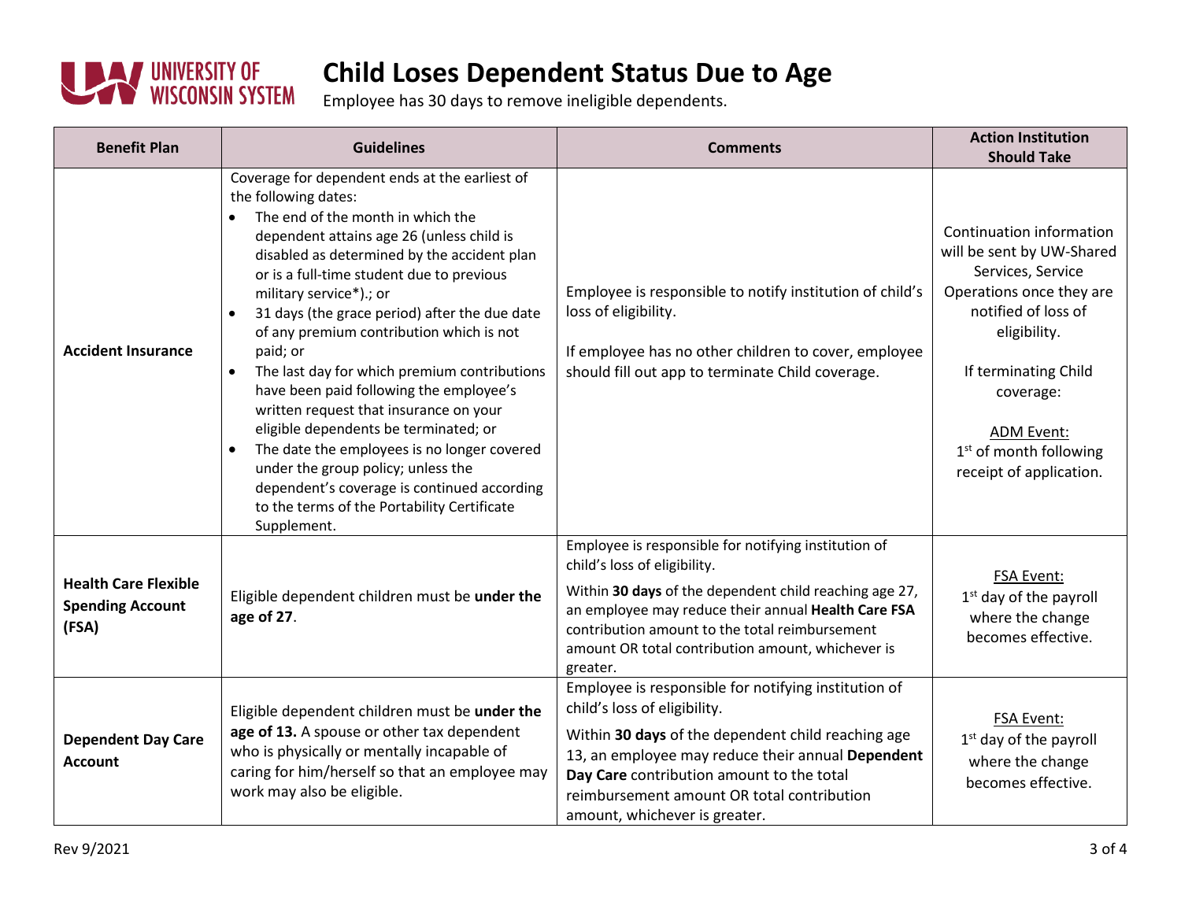# Child Loses Dependent Status Due to Age

Employee has 30 days to remove ineligible dependents.

| Benefit Plan | Guidelines | Comments | Action Institution Should Take |
|---|---|---|---|
| **Accident Insurance** | Coverage for dependent ends at the earliest of the following dates:<br>• The end of the month in which the dependent attains age 26 (unless child is disabled as determined by the accident plan or is a full-time student due to previous military service*).; or<br>• 31 days (the grace period) after the due date of any premium contribution which is not paid; or<br>• The last day for which premium contributions have been paid following the employee's written request that insurance on your eligible dependents be terminated; or<br>• The date the employees is no longer covered under the group policy; unless the dependent's coverage is continued according to the terms of the Portability Certificate Supplement. | Employee is responsible to notify institution of child's loss of eligibility.<br><br>If employee has no other children to cover, employee should fill out app to terminate Child coverage. | Continuation information will be sent by UW-Shared Services, Service Operations once they are notified of loss of eligibility.<br><br>If terminating Child coverage:<br><br>ADM Event:<br>1st of month following receipt of application. |
| **Health Care Flexible Spending Account (FSA)** | Eligible dependent children must be **under the age of 27**. | Employee is responsible for notifying institution of child's loss of eligibility.<br><br>Within **30 days** of the dependent child reaching age 27, an employee may reduce their annual **Health Care FSA** contribution amount to the total reimbursement amount OR total contribution amount, whichever is greater. | FSA Event:<br>1st day of the payroll where the change becomes effective. |
| **Dependent Day Care Account** | Eligible dependent children must be **under the age of 13.** A spouse or other tax dependent who is physically or mentally incapable of caring for him/herself so that an employee may work may also be eligible. | Employee is responsible for notifying institution of child's loss of eligibility.<br><br>Within **30 days** of the dependent child reaching age 13, an employee may reduce their annual **Dependent Day Care** contribution amount to the total reimbursement amount OR total contribution amount, whichever is greater. | FSA Event:<br>1st day of the payroll where the change becomes effective. |

Rev 9/2021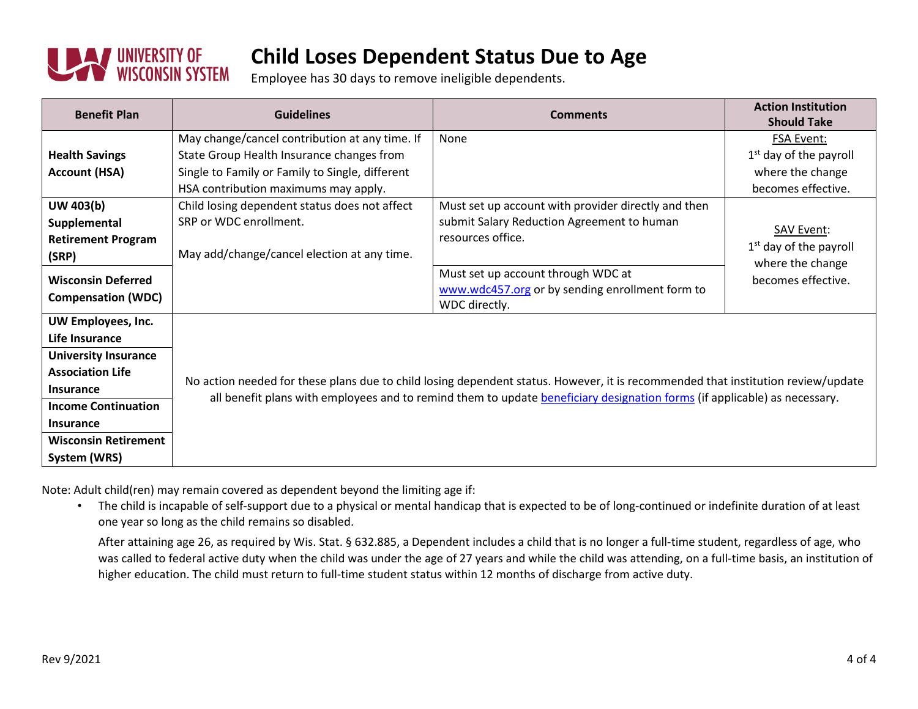# Child Loses Dependent Status Due to Age

Employee has 30 days to remove ineligible dependents.

| Benefit Plan | Guidelines | Comments | Action Institution Should Take |
|---|---|---|---|
| **Health Savings Account (HSA)** | May change/cancel contribution at any time. If State Group Health Insurance changes from Single to Family or Family to Single, different HSA contribution maximums may apply. | None | FSA Event: 1st day of the payroll where the change becomes effective. |
| **UW 403(b) Supplemental Retirement Program (SRP)** | Child losing dependent status does not affect SRP or WDC enrollment. May add/change/cancel election at any time. | Must set up account with provider directly and then submit Salary Reduction Agreement to human resources office. | SAV Event: 1st day of the payroll where the change becomes effective. |
| **Wisconsin Deferred Compensation (WDC)** | | Must set up account through WDC at www.wdc457.org or by sending enrollment form to WDC directly. | |
| **UW Employees, Inc. Life Insurance** | No action needed for these plans due to child losing dependent status. However, it is recommended that institution review/update all benefit plans with employees and to remind them to update beneficiary designation forms (if applicable) as necessary. | | |
| **University Insurance Association Life Insurance** | | | |
| **Income Continuation Insurance** | | | |
| **Wisconsin Retirement System (WRS)** | | | |

Note: Adult child(ren) may remain covered as dependent beyond the limiting age if:

- The child is incapable of self-support due to a physical or mental handicap that is expected to be of long-continued or indefinite duration of at least one year so long as the child remains so disabled.

  After attaining age 26, as required by Wis. Stat. § 632.885, a Dependent includes a child that is no longer a full-time student, regardless of age, who was called to federal active duty when the child was under the age of 27 years and while the child was attending, on a full-time basis, an institution of higher education. The child must return to full-time student status within 12 months of discharge from active duty.

Rev 9/2021